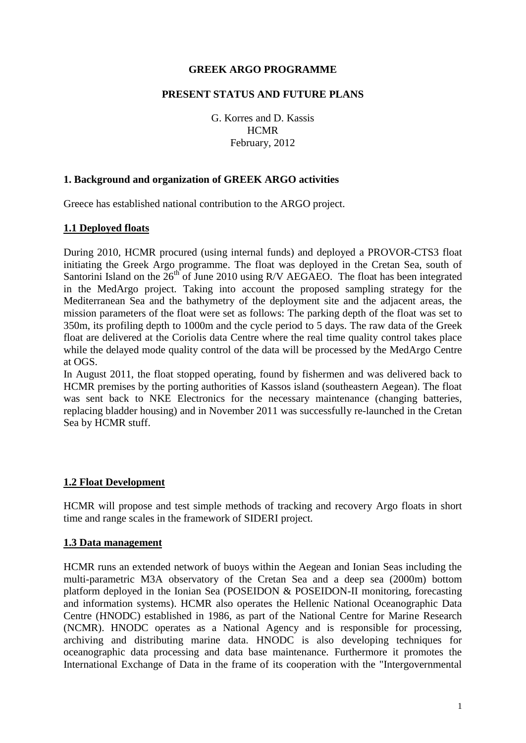**GREEK ARGO PROGRAMME**

**PRESENT STATUS AND FUTURE PLANS**

G. Korres and D. Kassis
HCMR
February, 2012

## 1. Background and organization of GREEK ARGO activities

Greece has established national contribution to the ARGO project.

### 1.1 Deployed floats

During 2010, HCMR procured (using internal funds) and deployed a PROVOR-CTS3 float initiating the Greek Argo programme. The float was deployed in the Cretan Sea, south of Santorini Island on the 26$^{th}$ of June 2010 using R/V AEGAEO. The float has been integrated in the MedArgo project. Taking into account the proposed sampling strategy for the Mediterranean Sea and the bathymetry of the deployment site and the adjacent areas, the mission parameters of the float were set as follows: The parking depth of the float was set to 350m, its profiling depth to 1000m and the cycle period to 5 days. The raw data of the Greek float are delivered at the Coriolis data Centre where the real time quality control takes place while the delayed mode quality control of the data will be processed by the MedArgo Centre at OGS.

In August 2011, the float stopped operating, found by fishermen and was delivered back to HCMR premises by the porting authorities of Kassos island (southeastern Aegean). The float was sent back to NKE Electronics for the necessary maintenance (changing batteries, replacing bladder housing) and in November 2011 was successfully re-launched in the Cretan Sea by HCMR stuff.

### 1.2 Float Development

HCMR will propose and test simple methods of tracking and recovery Argo floats in short time and range scales in the framework of SIDERI project.

### 1.3 Data management

HCMR runs an extended network of buoys within the Aegean and Ionian Seas including the multi-parametric M3A observatory of the Cretan Sea and a deep sea (2000m) bottom platform deployed in the Ionian Sea (POSEIDON & POSEIDON-II monitoring, forecasting and information systems). HCMR also operates the Hellenic National Oceanographic Data Centre (HNODC) established in 1986, as part of the National Centre for Marine Research (NCMR). HNODC operates as a National Agency and is responsible for processing, archiving and distributing marine data. HNODC is also developing techniques for oceanographic data processing and data base maintenance. Furthermore it promotes the International Exchange of Data in the frame of its cooperation with the "Intergovernmental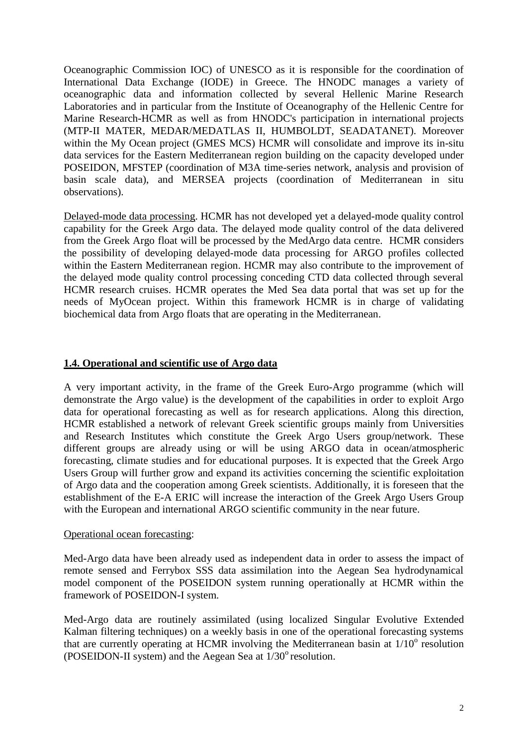Oceanographic Commission IOC) of UNESCO as it is responsible for the coordination of International Data Exchange (IODE) in Greece. The HNODC manages a variety of oceanographic data and information collected by several Hellenic Marine Research Laboratories and in particular from the Institute of Oceanography of the Hellenic Centre for Marine Research-HCMR as well as from HNODC's participation in international projects (MTP-II MATER, MEDAR/MEDATLAS II, HUMBOLDT, SEADATANET). Moreover within the My Ocean project (GMES MCS) HCMR will consolidate and improve its in-situ data services for the Eastern Mediterranean region building on the capacity developed under POSEIDON, MFSTEP (coordination of M3A time-series network, analysis and provision of basin scale data), and MERSEA projects (coordination of Mediterranean in situ observations).

Delayed-mode data processing. HCMR has not developed yet a delayed-mode quality control capability for the Greek Argo data. The delayed mode quality control of the data delivered from the Greek Argo float will be processed by the MedArgo data centre. HCMR considers the possibility of developing delayed-mode data processing for ARGO profiles collected within the Eastern Mediterranean region. HCMR may also contribute to the improvement of the delayed mode quality control processing conceding CTD data collected through several HCMR research cruises. HCMR operates the Med Sea data portal that was set up for the needs of MyOcean project. Within this framework HCMR is in charge of validating biochemical data from Argo floats that are operating in the Mediterranean.

## 1.4. Operational and scientific use of Argo data

A very important activity, in the frame of the Greek Euro-Argo programme (which will demonstrate the Argo value) is the development of the capabilities in order to exploit Argo data for operational forecasting as well as for research applications. Along this direction, HCMR established a network of relevant Greek scientific groups mainly from Universities and Research Institutes which constitute the Greek Argo Users group/network. These different groups are already using or will be using ARGO data in ocean/atmospheric forecasting, climate studies and for educational purposes. It is expected that the Greek Argo Users Group will further grow and expand its activities concerning the scientific exploitation of Argo data and the cooperation among Greek scientists. Additionally, it is foreseen that the establishment of the E-A ERIC will increase the interaction of the Greek Argo Users Group with the European and international ARGO scientific community in the near future.

Operational ocean forecasting:

Med-Argo data have been already used as independent data in order to assess the impact of remote sensed and Ferrybox SSS data assimilation into the Aegean Sea hydrodynamical model component of the POSEIDON system running operationally at HCMR within the framework of POSEIDON-I system.

Med-Argo data are routinely assimilated (using localized Singular Evolutive Extended Kalman filtering techniques) on a weekly basis in one of the operational forecasting systems that are currently operating at HCMR involving the Mediterranean basin at $1/10^{o}$ resolution (POSEIDON-II system) and the Aegean Sea at $1/30^{o}$ resolution.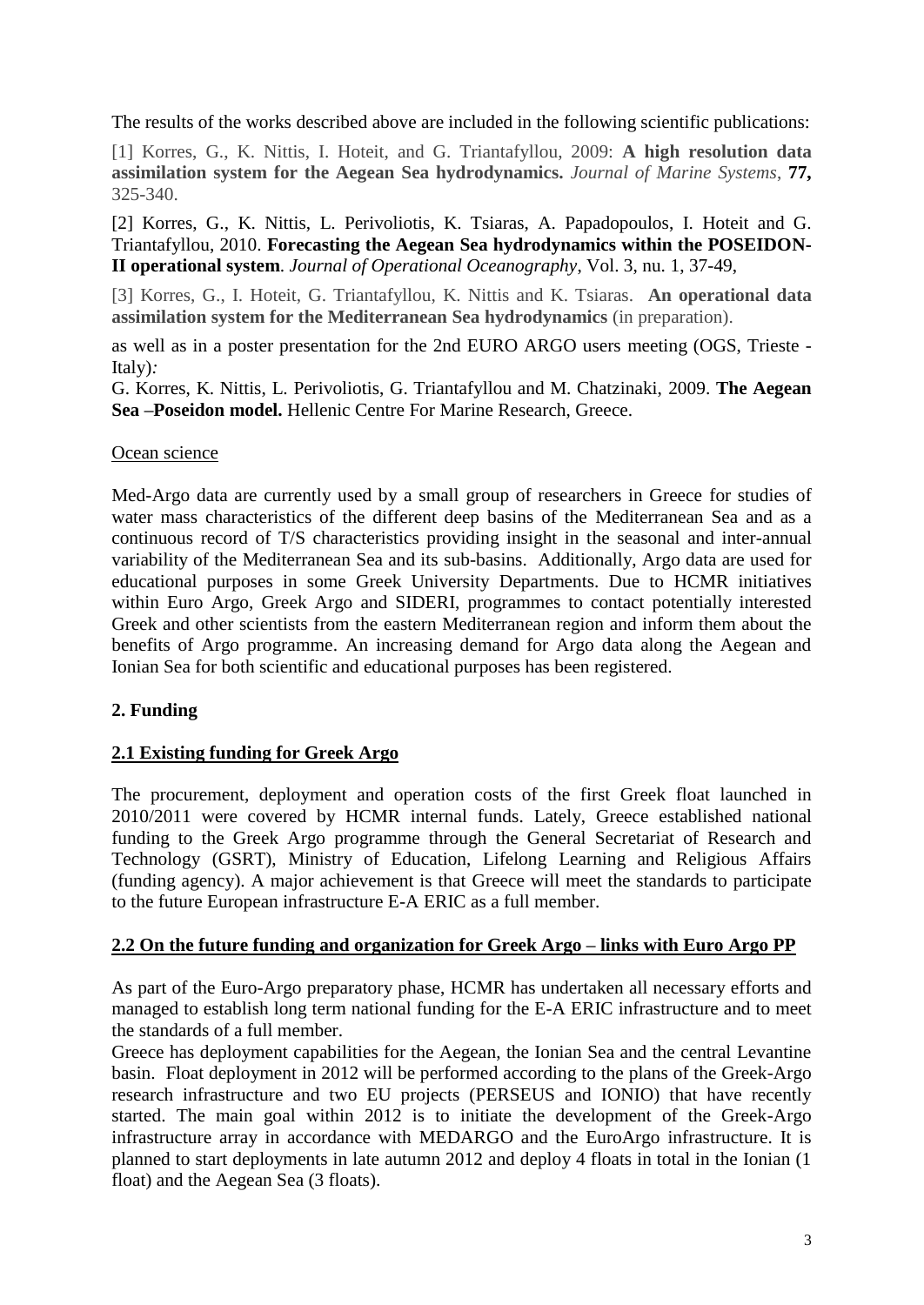The results of the works described above are included in the following scientific publications:

[1] Korres, G., K. Nittis, I. Hoteit, and G. Triantafyllou, 2009: **A high resolution data assimilation system for the Aegean Sea hydrodynamics.** *Journal of Marine Systems*, **77,** 325-340.

[2] Korres, G., K. Nittis, L. Perivoliotis, K. Tsiaras, A. Papadopoulos, I. Hoteit and G. Triantafyllou, 2010. **Forecasting the Aegean Sea hydrodynamics within the POSEIDON-II operational system**. *Journal of Operational Oceanography*, Vol. 3, nu. 1, 37-49,

[3] Korres, G., I. Hoteit, G. Triantafyllou, K. Nittis and K. Tsiaras. **An operational data assimilation system for the Mediterranean Sea hydrodynamics** (in preparation).

as well as in a poster presentation for the 2nd EURO ARGO users meeting (OGS, Trieste - Italy)*:*

G. Korres, K. Nittis, L. Perivoliotis, G. Triantafyllou and M. Chatzinaki, 2009. **The Aegean Sea –Poseidon model.** Hellenic Centre For Marine Research, Greece.

<u>Ocean science</u>

Med-Argo data are currently used by a small group of researchers in Greece for studies of water mass characteristics of the different deep basins of the Mediterranean Sea and as a continuous record of T/S characteristics providing insight in the seasonal and inter-annual variability of the Mediterranean Sea and its sub-basins. Additionally, Argo data are used for educational purposes in some Greek University Departments. Due to HCMR initiatives within Euro Argo, Greek Argo and SIDERI, programmes to contact potentially interested Greek and other scientists from the eastern Mediterranean region and inform them about the benefits of Argo programme. An increasing demand for Argo data along the Aegean and Ionian Sea for both scientific and educational purposes has been registered.

## 2. Funding

### 2.1 Existing funding for Greek Argo

The procurement, deployment and operation costs of the first Greek float launched in 2010/2011 were covered by HCMR internal funds. Lately, Greece established national funding to the Greek Argo programme through the General Secretariat of Research and Technology (GSRT), Ministry of Education, Lifelong Learning and Religious Affairs (funding agency). A major achievement is that Greece will meet the standards to participate to the future European infrastructure E-A ERIC as a full member.

### 2.2 On the future funding and organization for Greek Argo – links with Euro Argo PP

As part of the Euro-Argo preparatory phase, HCMR has undertaken all necessary efforts and managed to establish long term national funding for the E-A ERIC infrastructure and to meet the standards of a full member.

Greece has deployment capabilities for the Aegean, the Ionian Sea and the central Levantine basin. Float deployment in 2012 will be performed according to the plans of the Greek-Argo research infrastructure and two EU projects (PERSEUS and IONIO) that have recently started. The main goal within 2012 is to initiate the development of the Greek-Argo infrastructure array in accordance with MEDARGO and the EuroArgo infrastructure. It is planned to start deployments in late autumn 2012 and deploy 4 floats in total in the Ionian (1 float) and the Aegean Sea (3 floats).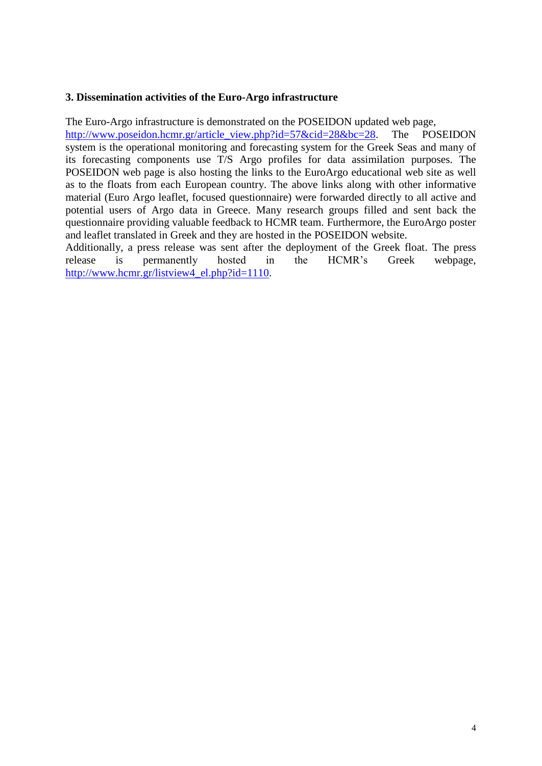### 3. Dissemination activities of the Euro-Argo infrastructure

The Euro-Argo infrastructure is demonstrated on the POSEIDON updated web page, http://www.poseidon.hcmr.gr/article_view.php?id=57&cid=28&bc=28. The POSEIDON system is the operational monitoring and forecasting system for the Greek Seas and many of its forecasting components use T/S Argo profiles for data assimilation purposes. The POSEIDON web page is also hosting the links to the EuroArgo educational web site as well as to the floats from each European country. The above links along with other informative material (Euro Argo leaflet, focused questionnaire) were forwarded directly to all active and potential users of Argo data in Greece. Many research groups filled and sent back the questionnaire providing valuable feedback to HCMR team. Furthermore, the EuroArgo poster and leaflet translated in Greek and they are hosted in the POSEIDON website.

Additionally, a press release was sent after the deployment of the Greek float. The press release is permanently hosted in the HCMR's Greek webpage, http://www.hcmr.gr/listview4_el.php?id=1110.